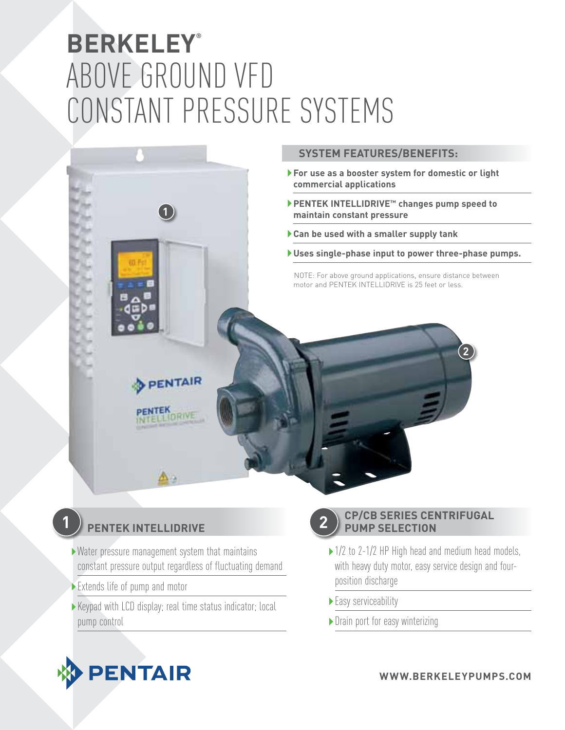# BERKELEY®
# ABOVE GROUND VFD CONSTANT PRESSURE SYSTEMS

## SYSTEM FEATURES/BENEFITS:

- **For use as a booster system for domestic or light commercial applications**
- **PENTEK INTELLIDRIVE™ changes pump speed to maintain constant pressure**
- **Can be used with a smaller supply tank**
- **Uses single-phase input to power three-phase pumps.**

NOTE: For above ground applications, ensure distance between motor and PENTEK INTELLIDRIVE is 25 feet or less.

## 1 PENTEK INTELLIDRIVE

- Water pressure management system that maintains constant pressure output regardless of fluctuating demand
- Extends life of pump and motor
- Keypad with LCD display; real time status indicator; local pump control

## 2 CP/CB SERIES CENTRIFUGAL PUMP SELECTION

- 1/2 to 2-1/2 HP High head and medium head models, with heavy duty motor, easy service design and four-position discharge
- Easy serviceability
- Drain port for easy winterizing

PENTAIR

**WWW.BERKELEYPUMPS.COM**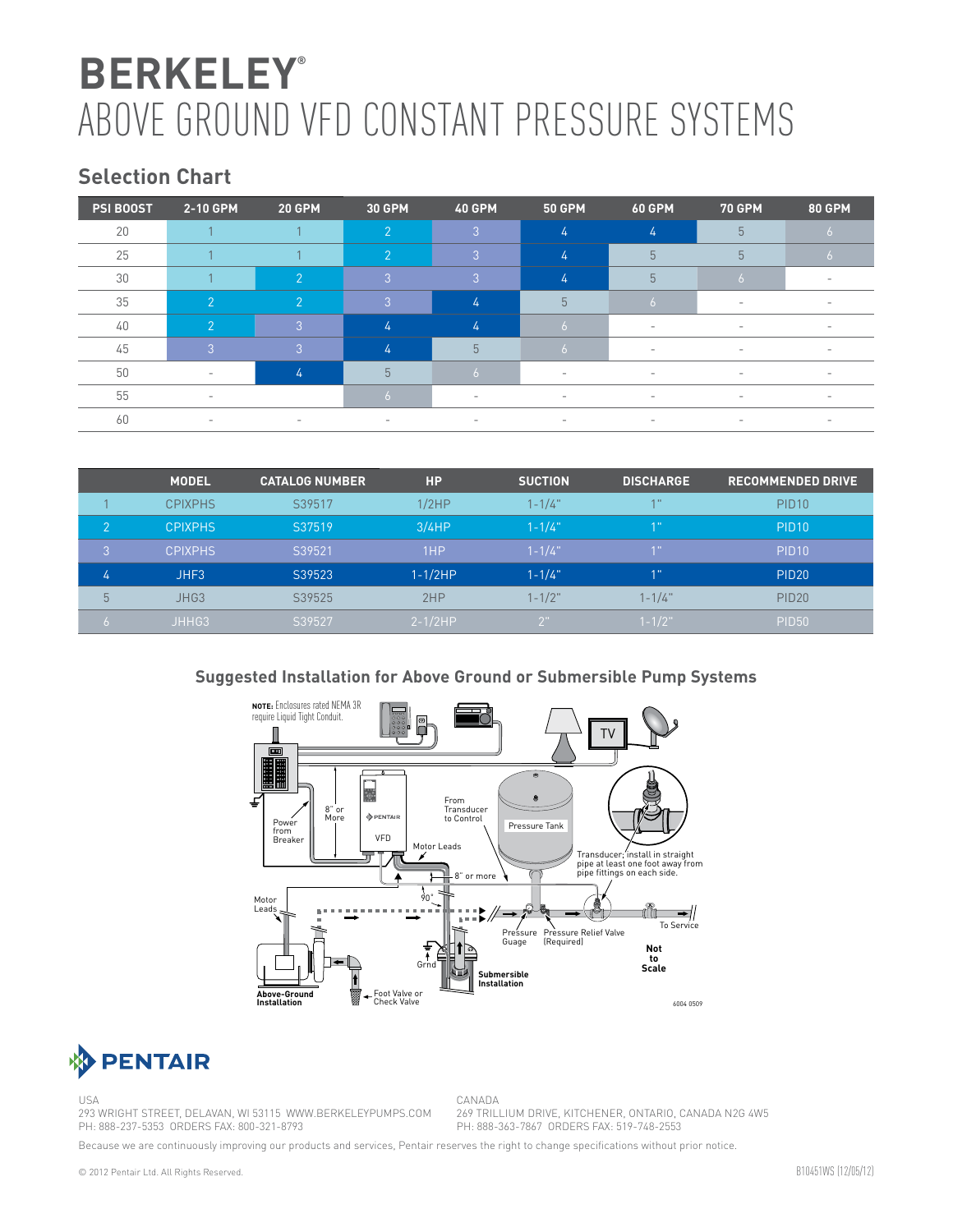# BERKELEY®

# ABOVE GROUND VFD CONSTANT PRESSURE SYSTEMS

## Selection Chart

| PSI BOOST | 2-10 GPM | 20 GPM | 30 GPM | 40 GPM | 50 GPM | 60 GPM | 70 GPM | 80 GPM |
|---|---|---|---|---|---|---|---|---|
| 20 | 1 | 1 | 2 | 3 | 4 | 4 | 5 | 6 |
| 25 | 1 | 1 | 2 | 3 | 4 | 5 | 5 | 6 |
| 30 | 1 | 2 | 3 | 3 | 4 | 5 | 6 | - |
| 35 | 2 | 2 | 3 | 4 | 5 | 6 | - | - |
| 40 | 2 | 3 | 4 | 4 | 6 | - | - | - |
| 45 | 3 | 3 | 4 | 5 | 6 | - | - | - |
| 50 | - | 4 | 5 | 6 | - | - | - | - |
| 55 | - | | 6 | - | - | - | - | - |
| 60 | - | - | - | - | - | - | - | - |

| | MODEL | CATALOG NUMBER | HP | SUCTION | DISCHARGE | RECOMMENDED DRIVE |
|---|---|---|---|---|---|---|
| 1 | CPIXPHS | S39517 | 1/2HP | 1-1/4" | 1" | PID10 |
| 2 | CPIXPHS | S37519 | 3/4HP | 1-1/4" | 1" | PID10 |
| 3 | CPIXPHS | S39521 | 1HP | 1-1/4" | 1" | PID10 |
| 4 | JHF3 | S39523 | 1-1/2HP | 1-1/4" | 1" | PID20 |
| 5 | JHG3 | S39525 | 2HP | 1-1/2" | 1-1/4" | PID20 |
| 6 | JHHG3 | S39527 | 2-1/2HP | 2" | 1-1/2" | PID50 |

## Suggested Installation for Above Ground or Submersible Pump Systems

**NOTE:** Enclosures rated NEMA 3R require Liquid Tight Conduit.

TV

Power from Breaker

8" or More

PENTAIR

VFD

From Transducer to Control

Pressure Tank

Motor Leads

8" or more

Transducer; install in straight pipe at least one foot away from pipe fittings on each side.

90°

Motor Leads

Pressure Guage

Pressure Relief Valve (Required)

To Service

Grnd

Not to Scale

Submersible Installation

Above-Ground Installation

Foot Valve or Check Valve

6004 0509

PENTAIR

USA
293 WRIGHT STREET, DELAVAN, WI 53115 WWW.BERKELEYPUMPS.COM
PH: 888-237-5353 ORDERS FAX: 800-321-8793

CANADA
269 TRILLIUM DRIVE, KITCHENER, ONTARIO, CANADA N2G 4W5
PH: 888-363-7867 ORDERS FAX: 519-748-2553

Because we are continuously improving our products and services, Pentair reserves the right to change specifications without prior notice.

© 2012 Pentair Ltd. All Rights Reserved.

B10451WS (12/05/12)